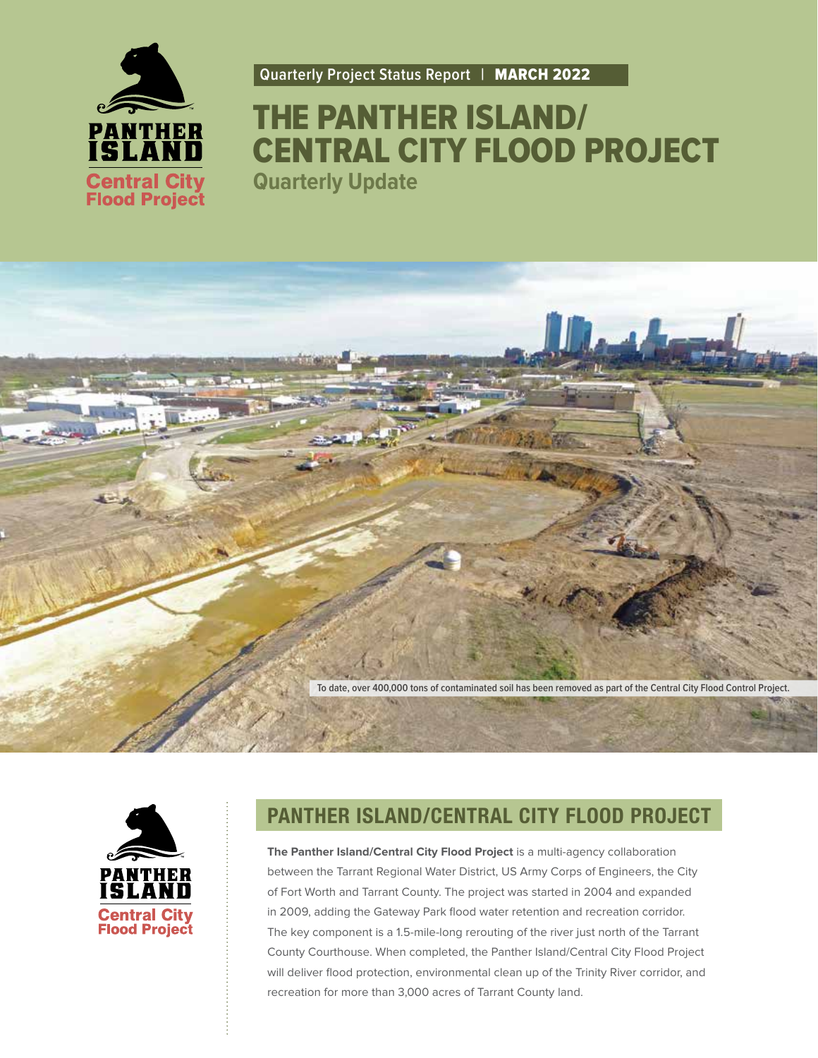Quarterly Project Status Report | **MARCH 2022**

# THE PANTHER ISLAND/ CENTRAL CITY FLOOD PROJECT

## Quarterly Update

To date, over 400,000 tons of contaminated soil has been removed as part of the Central City Flood Control Project.

## PANTHER ISLAND/CENTRAL CITY FLOOD PROJECT

**The Panther Island/Central City Flood Project** is a multi-agency collaboration between the Tarrant Regional Water District, US Army Corps of Engineers, the City of Fort Worth and Tarrant County. The project was started in 2004 and expanded in 2009, adding the Gateway Park flood water retention and recreation corridor. The key component is a 1.5-mile-long rerouting of the river just north of the Tarrant County Courthouse. When completed, the Panther Island/Central City Flood Project will deliver flood protection, environmental clean up of the Trinity River corridor, and recreation for more than 3,000 acres of Tarrant County land.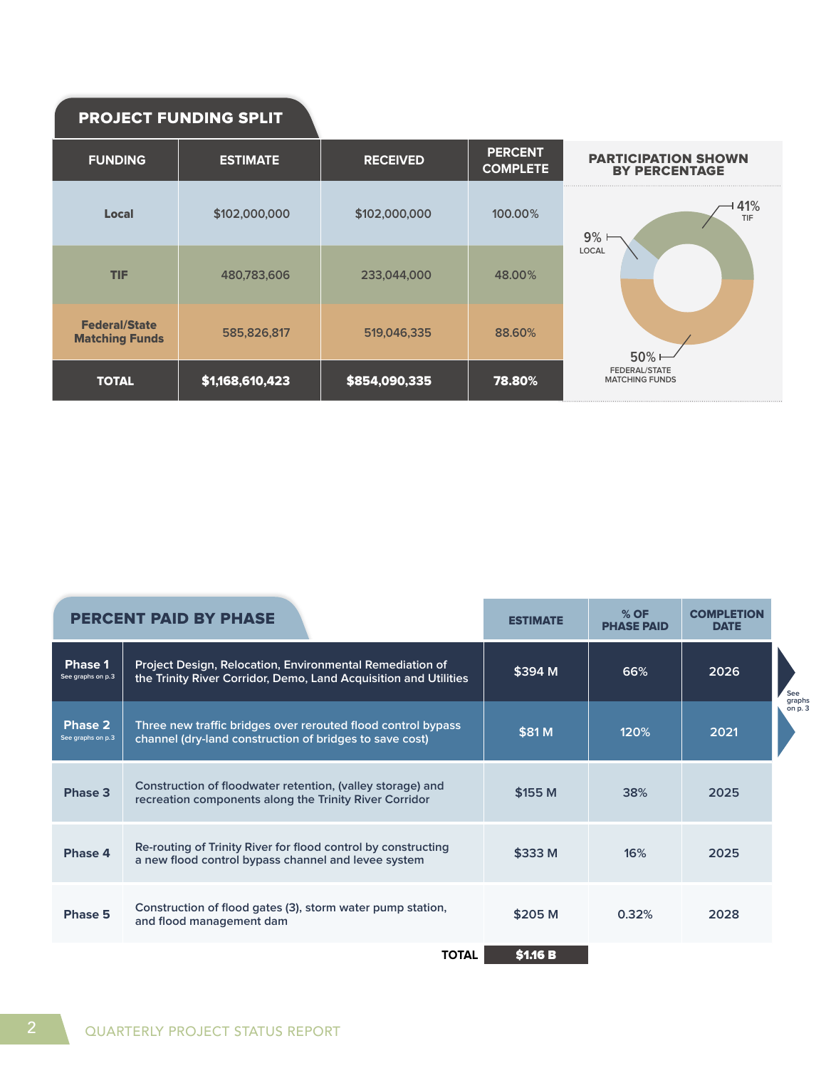## PROJECT FUNDING SPLIT

| FUNDING | ESTIMATE | RECEIVED | PERCENT COMPLETE |
|---|---|---|---|
| Local | $102,000,000 | $102,000,000 | 100.00% |
| TIF | 480,783,606 | 233,044,000 | 48.00% |
| Federal/State Matching Funds | 585,826,817 | 519,046,335 | 88.60% |
| **TOTAL** | **$1,168,610,423** | **$854,090,335** | **78.80%** |

### PARTICIPATION SHOWN BY PERCENTAGE

- 9% LOCAL
- 41% TIF
- 50% FEDERAL/STATE MATCHING FUNDS

## PERCENT PAID BY PHASE

| Phase | Description | ESTIMATE | % OF PHASE PAID | COMPLETION DATE |
|---|---|---|---|---|
| **Phase 1** See graphs on p.3 | Project Design, Relocation, Environmental Remediation of the Trinity River Corridor, Demo, Land Acquisition and Utilities | $394 M | 66% | 2026 |
| **Phase 2** See graphs on p.3 | Three new traffic bridges over rerouted flood control bypass channel (dry-land construction of bridges to save cost) | $81 M | 120% | 2021 |
| **Phase 3** | Construction of floodwater retention, (valley storage) and recreation components along the Trinity River Corridor | $155 M | 38% | 2025 |
| **Phase 4** | Re-routing of Trinity River for flood control by constructing a new flood control bypass channel and levee system | $333 M | 16% | 2025 |
| **Phase 5** | Construction of flood gates (3), storm water pump station, and flood management dam | $205 M | 0.32% | 2028 |
| | **TOTAL** | **$1.16 B** | | |

See graphs on p. 3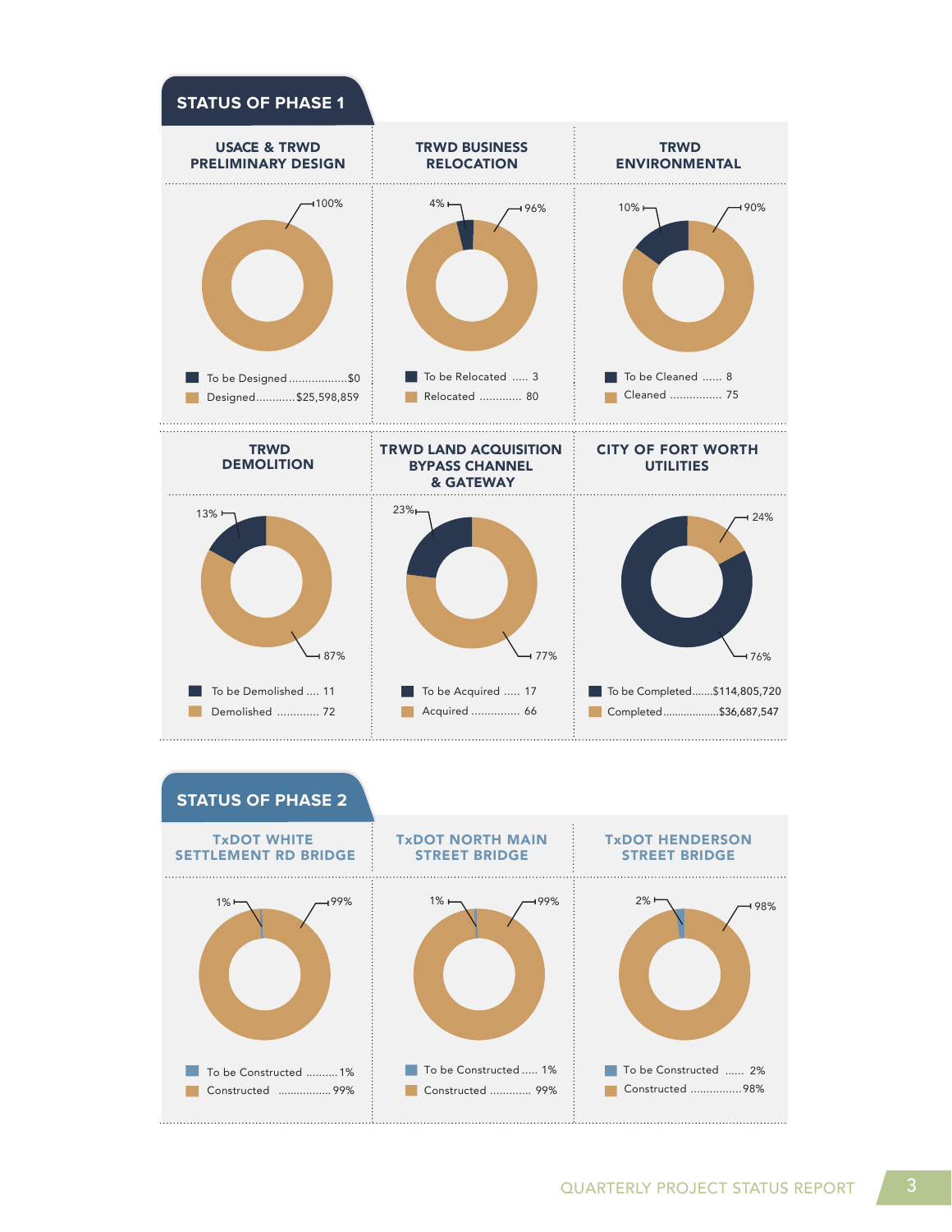## STATUS OF PHASE 1

### USACE & TRWD PRELIMINARY DESIGN

100%

- To be Designed..................$0
- Designed...........$25,598,859

### TRWD BUSINESS RELOCATION

4% / 96%

- To be Relocated ..... 3
- Relocated ............. 80

### TRWD ENVIRONMENTAL

10% / 90%

- To be Cleaned ...... 8
- Cleaned ................ 75

### TRWD DEMOLITION

13% / 87%

- To be Demolished .... 11
- Demolished ............. 72

### TRWD LAND ACQUISITION BYPASS CHANNEL & GATEWAY

23% / 77%

- To be Acquired ..... 17
- Acquired ............... 66

### CITY OF FORT WORTH UTILITIES

24% / 76%

- To be Completed.......$114,805,720
- Completed..................$36,687,547

## STATUS OF PHASE 2

### TxDOT WHITE SETTLEMENT RD BRIDGE

1% / 99%

- To be Constructed ..........1%
- Constructed .................99%

### TxDOT NORTH MAIN STREET BRIDGE

1% / 99%

- To be Constructed ..... 1%
- Constructed ............. 99%

### TxDOT HENDERSON STREET BRIDGE

2% / 98%

- To be Constructed ...... 2%
- Constructed ................98%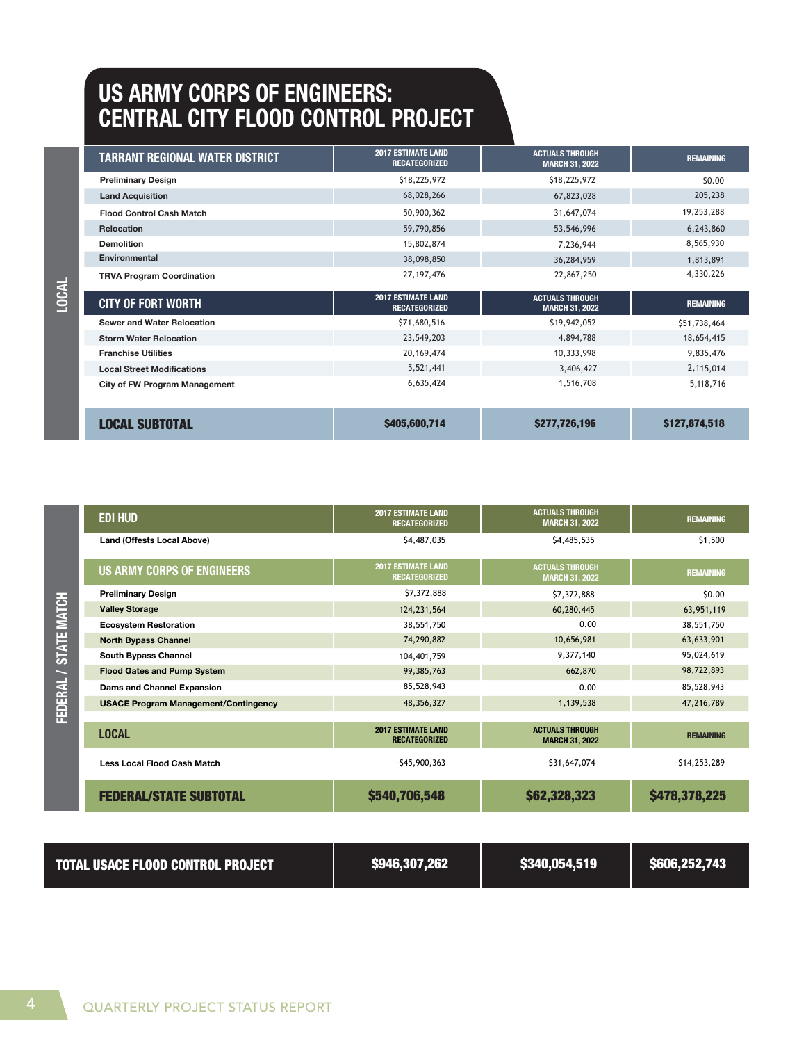# US ARMY CORPS OF ENGINEERS: CENTRAL CITY FLOOD CONTROL PROJECT

## LOCAL

| TARRANT REGIONAL WATER DISTRICT | 2017 ESTIMATE LAND RECATEGORIZED | ACTUALS THROUGH MARCH 31, 2022 | REMAINING |
|---|---|---|---|
| Preliminary Design | $18,225,972 | $18,225,972 | $0.00 |
| Land Acquisition | 68,028,266 | 67,823,028 | 205,238 |
| Flood Control Cash Match | 50,900,362 | 31,647,074 | 19,253,288 |
| Relocation | 59,790,856 | 53,546,996 | 6,243,860 |
| Demolition | 15,802,874 | 7,236,944 | 8,565,930 |
| Environmental | 38,098,850 | 36,284,959 | 1,813,891 |
| TRVA Program Coordination | 27,197,476 | 22,867,250 | 4,330,226 |
| **CITY OF FORT WORTH** | **2017 ESTIMATE LAND RECATEGORIZED** | **ACTUALS THROUGH MARCH 31, 2022** | **REMAINING** |
| Sewer and Water Relocation | $71,680,516 | $19,942,052 | $51,738,464 |
| Storm Water Relocation | 23,549,203 | 4,894,788 | 18,654,415 |
| Franchise Utilities | 20,169,474 | 10,333,998 | 9,835,476 |
| Local Street Modifications | 5,521,441 | 3,406,427 | 2,115,014 |
| City of FW Program Management | 6,635,424 | 1,516,708 | 5,118,716 |
| **LOCAL SUBTOTAL** | **$405,600,714** | **$277,726,196** | **$127,874,518** |

## FEDERAL / STATE MATCH

| EDI HUD | 2017 ESTIMATE LAND RECATEGORIZED | ACTUALS THROUGH MARCH 31, 2022 | REMAINING |
|---|---|---|---|
| Land (Offests Local Above) | $4,487,035 | $4,485,535 | $1,500 |
| **US ARMY CORPS OF ENGINEERS** | **2017 ESTIMATE LAND RECATEGORIZED** | **ACTUALS THROUGH MARCH 31, 2022** | **REMAINING** |
| Preliminary Design | $7,372,888 | $7,372,888 | $0.00 |
| Valley Storage | 124,231,564 | 60,280,445 | 63,951,119 |
| Ecosystem Restoration | 38,551,750 | 0.00 | 38,551,750 |
| North Bypass Channel | 74,290,882 | 10,656,981 | 63,633,901 |
| South Bypass Channel | 104,401,759 | 9,377,140 | 95,024,619 |
| Flood Gates and Pump System | 99,385,763 | 662,870 | 98,722,893 |
| Dams and Channel Expansion | 85,528,943 | 0.00 | 85,528,943 |
| USACE Program Management/Contingency | 48,356,327 | 1,139,538 | 47,216,789 |
| **LOCAL** | **2017 ESTIMATE LAND RECATEGORIZED** | **ACTUALS THROUGH MARCH 31, 2022** | **REMAINING** |
| Less Local Flood Cash Match | -$45,900,363 | -$31,647,074 | -$14,253,289 |
| **FEDERAL/STATE SUBTOTAL** | **$540,706,548** | **$62,328,323** | **$478,378,225** |

| TOTAL USACE FLOOD CONTROL PROJECT | $946,307,262 | $340,054,519 | $606,252,743 |
|---|---|---|---|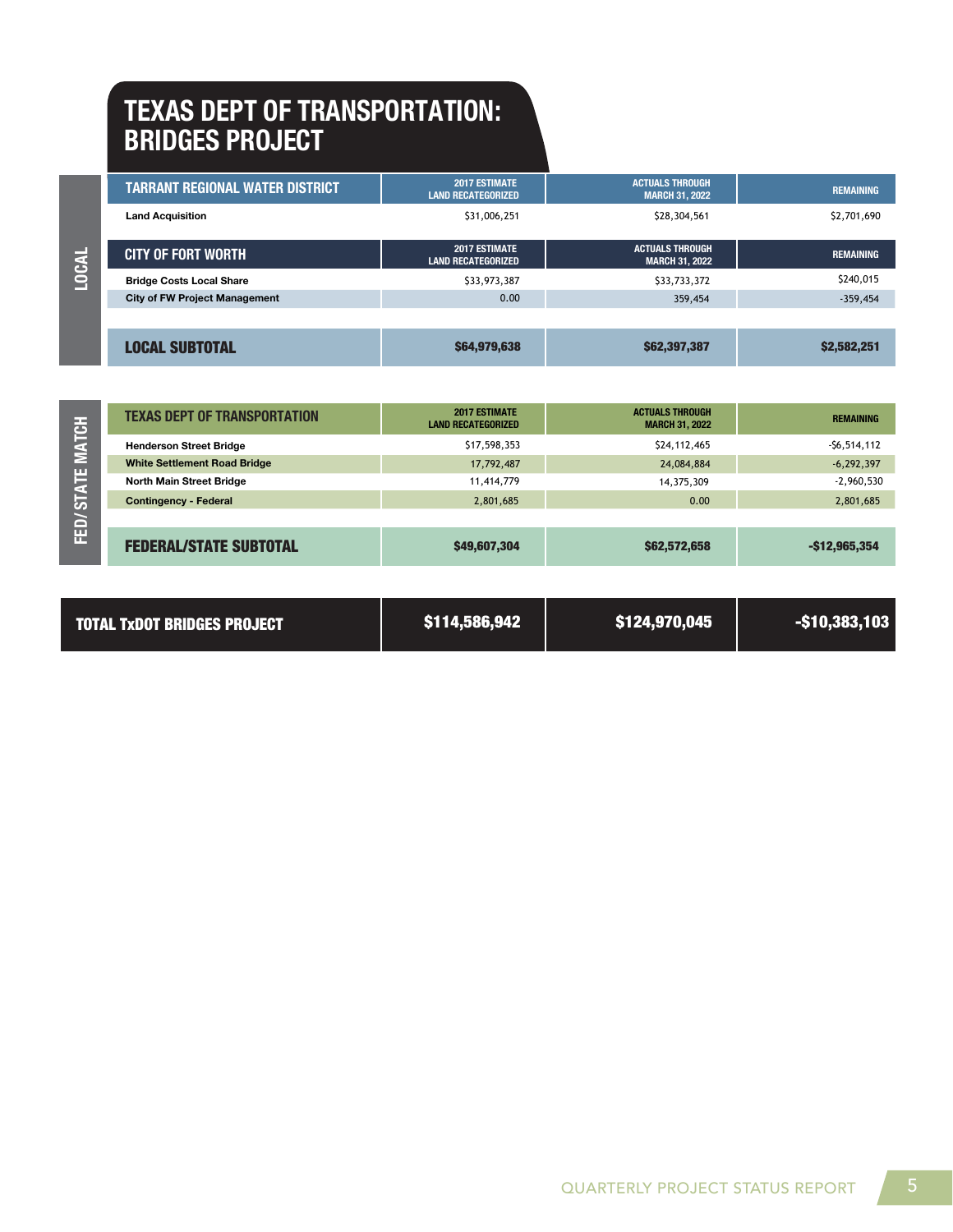# TEXAS DEPT OF TRANSPORTATION: BRIDGES PROJECT

## LOCAL

| TARRANT REGIONAL WATER DISTRICT | 2017 ESTIMATE LAND RECATEGORIZED | ACTUALS THROUGH MARCH 31, 2022 | REMAINING |
|---|---|---|---|
| Land Acquisition | $31,006,251 | $28,304,561 | $2,701,690 |

| CITY OF FORT WORTH | 2017 ESTIMATE LAND RECATEGORIZED | ACTUALS THROUGH MARCH 31, 2022 | REMAINING |
|---|---|---|---|
| Bridge Costs Local Share | $33,973,387 | $33,733,372 | $240,015 |
| City of FW Project Management | 0.00 | 359,454 | -359,454 |
| **LOCAL SUBTOTAL** | **$64,979,638** | **$62,397,387** | **$2,582,251** |

## FED/STATE MATCH

| TEXAS DEPT OF TRANSPORTATION | 2017 ESTIMATE LAND RECATEGORIZED | ACTUALS THROUGH MARCH 31, 2022 | REMAINING |
|---|---|---|---|
| Henderson Street Bridge | $17,598,353 | $24,112,465 | -$6,514,112 |
| White Settlement Road Bridge | 17,792,487 | 24,084,884 | -6,292,397 |
| North Main Street Bridge | 11,414,779 | 14,375,309 | -2,960,530 |
| Contingency - Federal | 2,801,685 | 0.00 | 2,801,685 |
| **FEDERAL/STATE SUBTOTAL** | **$49,607,304** | **$62,572,658** | **-$12,965,354** |

| TOTAL TxDOT BRIDGES PROJECT | $114,586,942 | $124,970,045 | -$10,383,103 |
|---|---|---|---|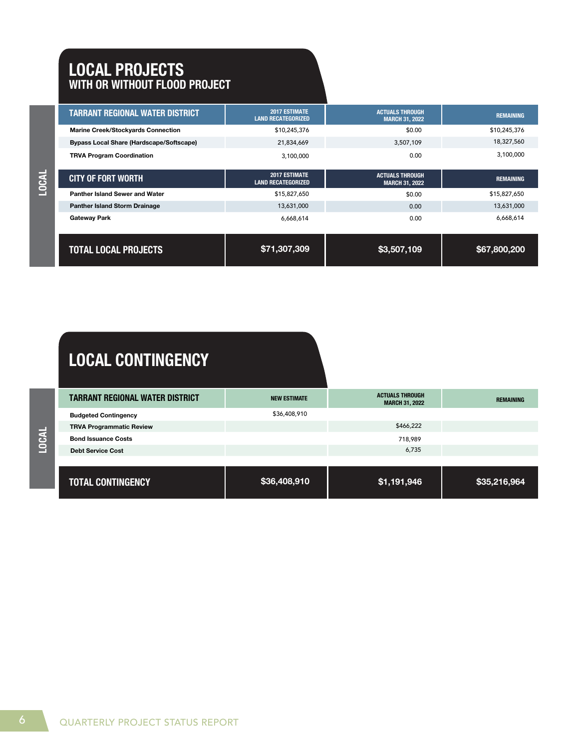# LOCAL PROJECTS
## WITH OR WITHOUT FLOOD PROJECT

LOCAL

| TARRANT REGIONAL WATER DISTRICT | 2017 ESTIMATE LAND RECATEGORIZED | ACTUALS THROUGH MARCH 31, 2022 | REMAINING |
|---|---|---|---|
| Marine Creek/Stockyards Connection | $10,245,376 | $0.00 | $10,245,376 |
| Bypass Local Share (Hardscape/Softscape) | 21,834,669 | 3,507,109 | 18,327,560 |
| TRVA Program Coordination | 3,100,000 | 0.00 | 3,100,000 |
| **CITY OF FORT WORTH** | **2017 ESTIMATE LAND RECATEGORIZED** | **ACTUALS THROUGH MARCH 31, 2022** | **REMAINING** |
| Panther Island Sewer and Water | $15,827,650 | $0.00 | $15,827,650 |
| Panther Island Storm Drainage | 13,631,000 | 0.00 | 13,631,000 |
| Gateway Park | 6,668,614 | 0.00 | 6,668,614 |
| **TOTAL LOCAL PROJECTS** | **$71,307,309** | **$3,507,109** | **$67,800,200** |

# LOCAL CONTINGENCY

LOCAL

| TARRANT REGIONAL WATER DISTRICT | NEW ESTIMATE | ACTUALS THROUGH MARCH 31, 2022 | REMAINING |
|---|---|---|---|
| Budgeted Contingency | $36,408,910 | | |
| TRVA Programmatic Review | | $466,222 | |
| Bond Issuance Costs | | 718,989 | |
| Debt Service Cost | | 6,735 | |
| **TOTAL CONTINGENCY** | **$36,408,910** | **$1,191,946** | **$35,216,964** |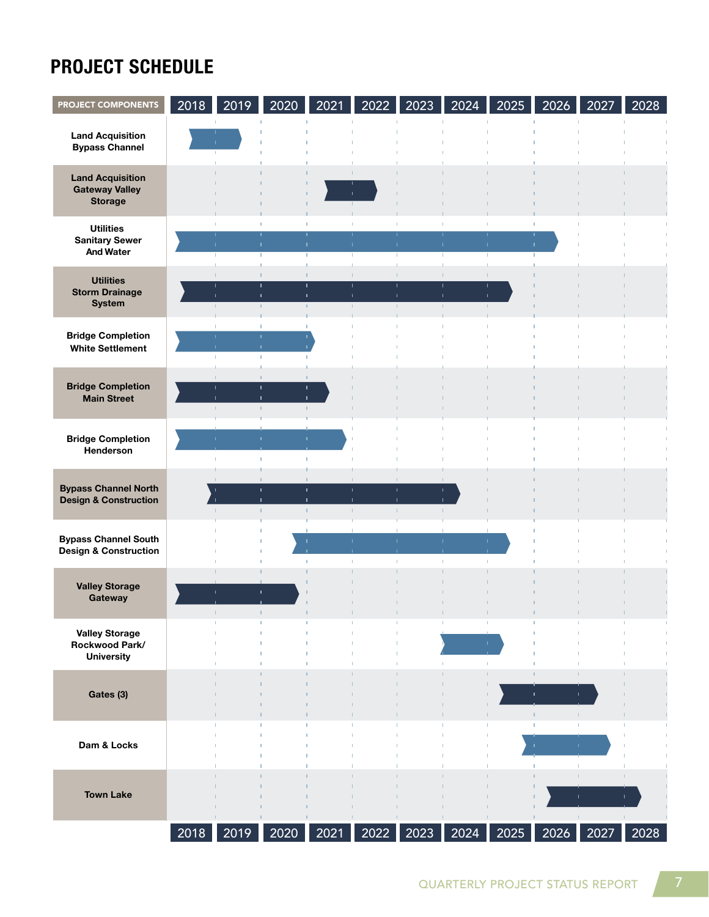# PROJECT SCHEDULE

| PROJECT COMPONENTS | 2018 | 2019 | 2020 | 2021 | 2022 | 2023 | 2024 | 2025 | 2026 | 2027 | 2028 |
|---|---|---|---|---|---|---|---|---|---|---|---|
| Land Acquisition Bypass Channel | | | | | | | | | | | |
| Land Acquisition Gateway Valley Storage | | | | | | | | | | | |
| Utilities Sanitary Sewer And Water | | | | | | | | | | | |
| Utilities Storm Drainage System | | | | | | | | | | | |
| Bridge Completion White Settlement | | | | | | | | | | | |
| Bridge Completion Main Street | | | | | | | | | | | |
| Bridge Completion Henderson | | | | | | | | | | | |
| Bypass Channel North Design & Construction | | | | | | | | | | | |
| Bypass Channel South Design & Construction | | | | | | | | | | | |
| Valley Storage Gateway | | | | | | | | | | | |
| Valley Storage Rockwood Park/ University | | | | | | | | | | | |
| Gates (3) | | | | | | | | | | | |
| Dam & Locks | | | | | | | | | | | |
| Town Lake | | | | | | | | | | | |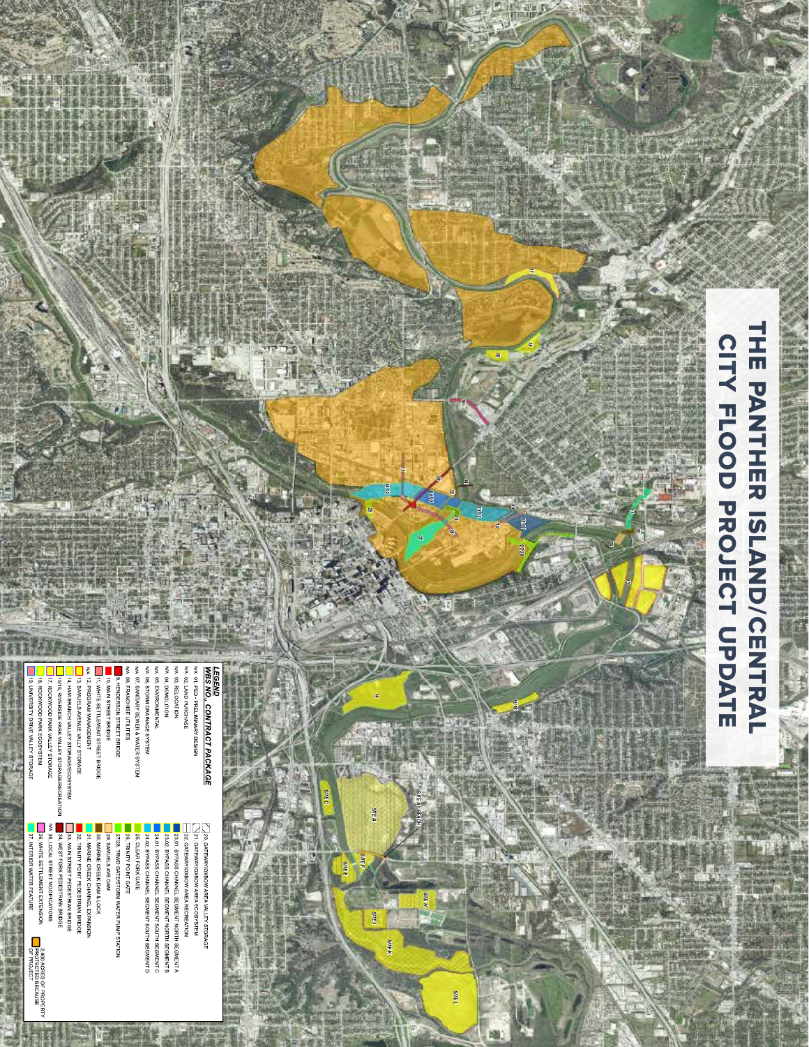# THE PANTHER ISLAND/CENTRAL CITY FLOOD PROJECT UPDATE

**LEGEND**

***WBS NO. CONTRACT PACKAGE***

- N/A 01 PED - PRELIMINARY DESIGN
- N/A 02 LAND PURCHASE
- N/A 03 RELOCATION
- N/A 04 DEMOLITION
- N/A 05 ENVIRONMENTAL
- N/A 06 STORM DRAINAGE SYSTEM
- N/A 07 SANITARY SEWER & WATER SYSTEM
- N/A 08 FRANCHISE UTILITIES
- 9 HENDERSON STREET BRIDGE
- 10 MAIN STREET BRIDGE
- 11 WHITE SETTLEMENT STREET BRIDGE
- N/A 12 PROGRAM MANAGEMENT
- 13 SAMUELS AVENUE VALLY STORAGE
- 14 HAM BRANCH VALLEY STORAGE/ECOSYSTEM
- 15/16 RIVERSIDE PARK VALLEY STORAGE/RECREATION
- 17 ROCKWOOD PARK VALLEY STORAGE
- 18 ROCKWOOD PARK ECOSYSTEM
- 19 UNIVERSITY DRIVE VALLEY STORAGE
- 20 GATEWAY/OXBOW AREA VALLEY STORAGE
- 21 GATEWAY/OXBOW AREA ECOSYSTEM
- 22 GATEWAY/OXBOW AREA RECREATION
- 23.01 BYPASS CHANNEL SEGMENT NORTH SEGMENT A
- 23.02 BYPASS CHANNEL SEGMENT NORTH SEGMENT B
- 24.01 BYPASS CHANNEL SEGMENT SOUTH SEGMENT C
- 24.02 BYPASS CHANNEL SEGMENT SOUTH SEGMENT D
- 25 CLEAR FORK GATE
- 26 TRINITY POINT GATE
- 27/28 TRWD GATE/STORM WATER PUMP STATION
- 29 SAMUELS AVE DAM
- 30 MARINE CREEK DAM & LOCK
- 31 MARINE CREEK CHANNEL EXPANSION
- 32 TRINITY POINT PEDESTRIAN BRIDGE
- 33 MAIN STREET PEDESTRIAN BRIDGE
- 34 WEST FORK PEDESTRIAN BRIDGE
- N/A 35 LOCAL STREET MODIFICATIONS
- 36 WHITE SETTLEMENT EXTENSION
- 37 INTERIOR WATER FEATURE

2,400 ACRES OF PROPERTY PROTECTED BECAUSE OF PROJECT

SITE A
SITE A - PATCH
SITE C
SITE E
SITE F
SITE H
SITE I
SITE J
SITE K
SITE L